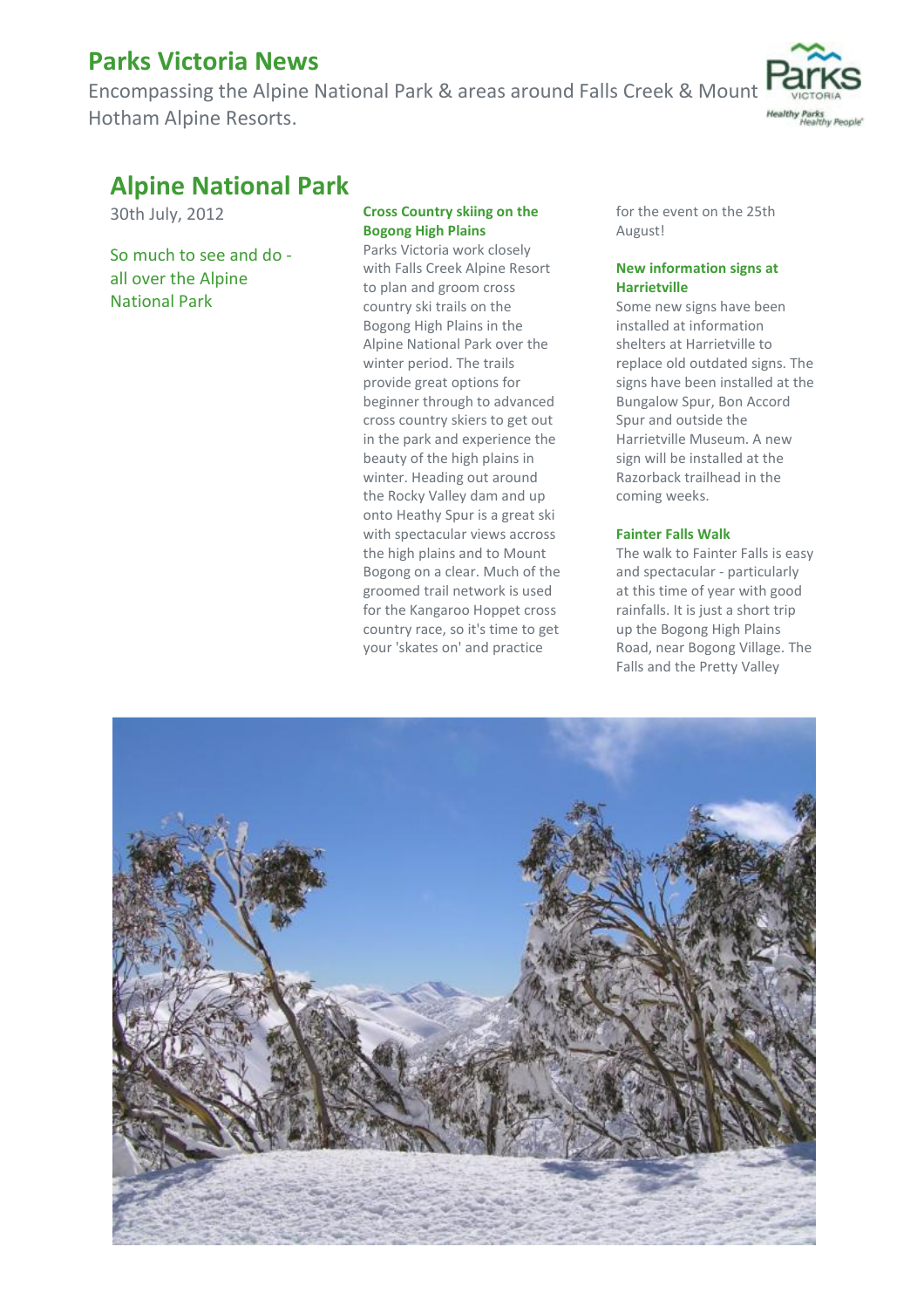# Parks Victoria News

Encompassing the Alpine National Park & areas around Falls Creek & Mount Hotham Alpine Resorts.

## Alpine National Park

30th July, 2012

So much to see and do - all over the Alpine National Park

### Cross Country skiing on the Bogong High Plains

Parks Victoria work closely with Falls Creek Alpine Resort to plan and groom cross country ski trails on the Bogong High Plains in the Alpine National Park over the winter period. The trails provide great options for beginner through to advanced cross country skiers to get out in the park and experience the beauty of the high plains in winter. Heading out around the Rocky Valley dam and up onto Heathy Spur is a great ski with spectacular views accross the high plains and to Mount Bogong on a clear. Much of the groomed trail network is used for the Kangaroo Hoppet cross country race, so it's time to get your 'skates on' and practice for the event on the 25th August!

### New information signs at Harrietville

Some new signs have been installed at information shelters at Harrietville to replace old outdated signs. The signs have been installed at the Bungalow Spur, Bon Accord Spur and outside the Harrietville Museum. A new sign will be installed at the Razorback trailhead in the coming weeks.

### Fainter Falls Walk

The walk to Fainter Falls is easy and spectacular - particularly at this time of year with good rainfalls. It is just a short trip up the Bogong High Plains Road, near Bogong Village. The Falls and the Pretty Valley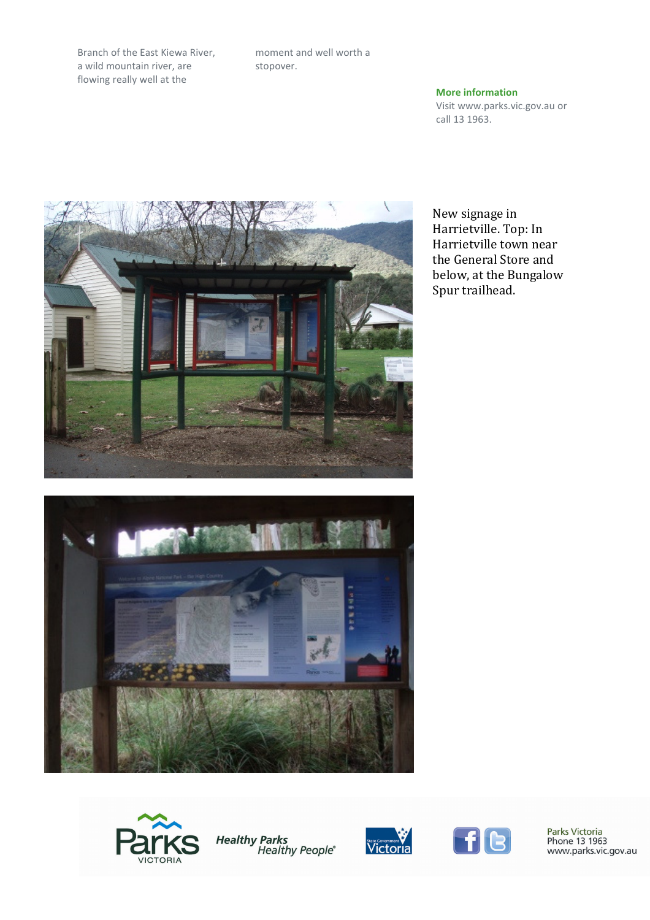Branch of the East Kiewa River, a wild mountain river, are flowing really well at the moment and well worth a stopover.

**More information**

Visit www.parks.vic.gov.au or call 13 1963.

New signage in Harrietville. Top: In Harrietville town near the General Store and below, at the Bungalow Spur trailhead.

Healthy Parks Healthy People®

Parks Victoria
Phone 13 1963
www.parks.vic.gov.au